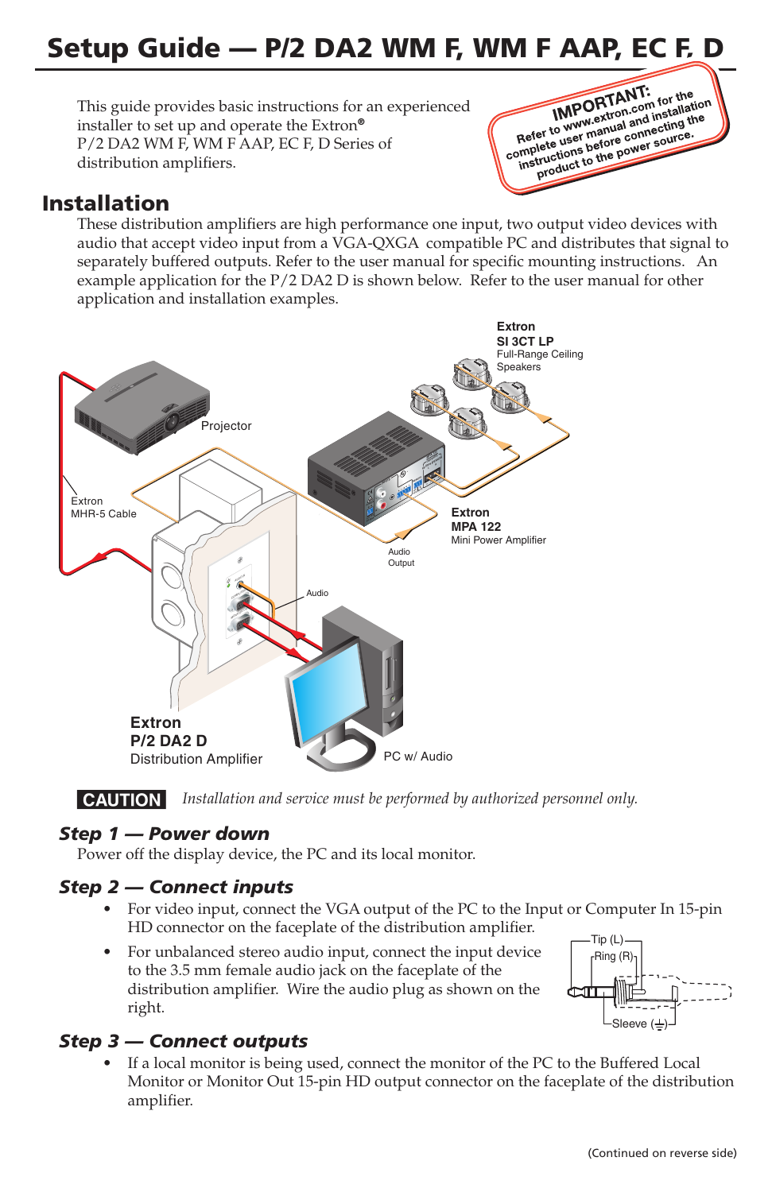# Setup Guide — P/2 DA2 WM F, WM F AAP, EC F, D

This guide provides basic instructions for an experienced installer to set up and operate the Extron® P/2 DA2 WM F, WM F AAP, EC F, D Series of distribution amplifiers.

**IMPORTANT:** Refer to www.extron.com for the complete user manual and installation instructions before connecting the product to the power source.

## Installation

These distribution amplifiers are high performance one input, two output video devices with audio that accept video input from a VGA-QXGA compatible PC and distributes that signal to separately buffered outputs. Refer to the user manual for specific mounting instructions. An example application for the P/2 DA2 D is shown below. Refer to the user manual for other application and installation examples.

Extron SI 3CT LP Full-Range Ceiling Speakers

Projector

Extron MHR-5 Cable

Extron MPA 122 Mini Power Amplifier

Audio Output

Audio

Extron P/2 DA2 D Distribution Amplifier

PC w/ Audio

**CAUTION** *Installation and service must be performed by authorized personnel only.*

### *Step 1 — Power down*

Power off the display device, the PC and its local monitor.

### *Step 2 — Connect inputs*

- For video input, connect the VGA output of the PC to the Input or Computer In 15-pin HD connector on the faceplate of the distribution amplifier.
- For unbalanced stereo audio input, connect the input device to the 3.5 mm female audio jack on the faceplate of the distribution amplifier. Wire the audio plug as shown on the right.

Tip (L)

Ring (R)

Sleeve (⏚)

### *Step 3 — Connect outputs*

- If a local monitor is being used, connect the monitor of the PC to the Buffered Local Monitor or Monitor Out 15-pin HD output connector on the faceplate of the distribution amplifier.

(Continued on reverse side)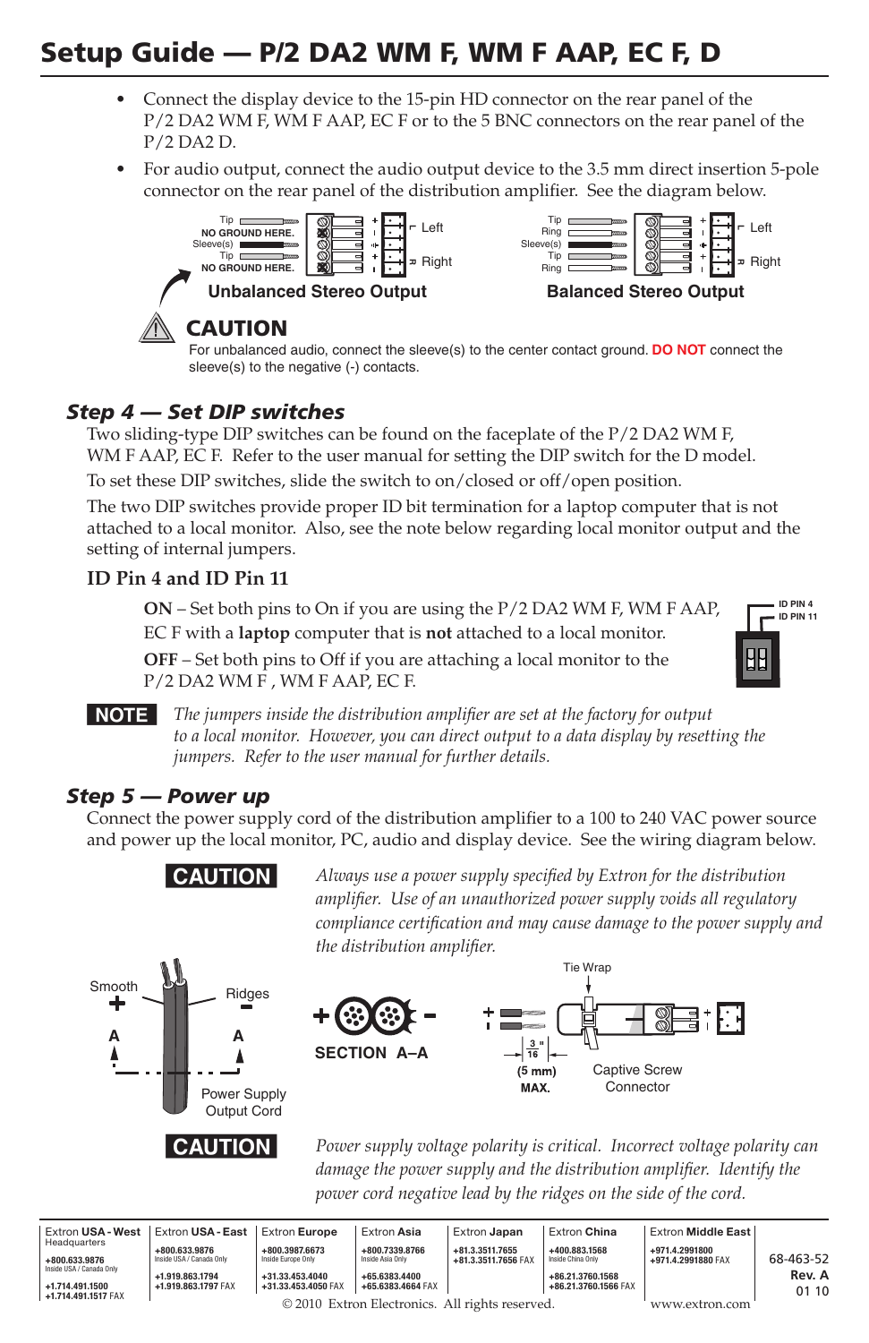# Setup Guide — P/2 DA2 WM F, WM F AAP, EC F, D

- Connect the display device to the 15-pin HD connector on the rear panel of the P/2 DA2 WM F, WM F AAP, EC F or to the 5 BNC connectors on the rear panel of the P/2 DA2 D.
- For audio output, connect the audio output device to the 3.5 mm direct insertion 5-pole connector on the rear panel of the distribution amplifier. See the diagram below.

Tip
NO GROUND HERE.
Sleeve(s)
Tip
NO GROUND HERE.
Left
Right
**Unbalanced Stereo Output**

Tip
Ring
Sleeve(s)
Tip
Ring
Left
Right
**Balanced Stereo Output**

## CAUTION

For unbalanced audio, connect the sleeve(s) to the center contact ground. **DO NOT** connect the sleeve(s) to the negative (-) contacts.

## *Step 4 — Set DIP switches*

Two sliding-type DIP switches can be found on the faceplate of the P/2 DA2 WM F, WM F AAP, EC F. Refer to the user manual for setting the DIP switch for the D model.

To set these DIP switches, slide the switch to on/closed or off/open position.

The two DIP switches provide proper ID bit termination for a laptop computer that is not attached to a local monitor. Also, see the note below regarding local monitor output and the setting of internal jumpers.

### ID Pin 4 and ID Pin 11

**ON** – Set both pins to On if you are using the P/2 DA2 WM F, WM F AAP, EC F with a **laptop** computer that is **not** attached to a local monitor.

**OFF** – Set both pins to Off if you are attaching a local monitor to the P/2 DA2 WM F , WM F AAP, EC F.

ID PIN 4
ID PIN 11

**NOTE** *The jumpers inside the distribution amplifier are set at the factory for output to a local monitor. However, you can direct output to a data display by resetting the jumpers. Refer to the user manual for further details.*

## *Step 5 — Power up*

Connect the power supply cord of the distribution amplifier to a 100 to 240 VAC power source and power up the local monitor, PC, audio and display device. See the wiring diagram below.

**CAUTION** *Always use a power supply specified by Extron for the distribution amplifier. Use of an unauthorized power supply voids all regulatory compliance certification and may cause damage to the power supply and the distribution amplifier.*

Smooth
Ridges
A
A
Power Supply Output Cord
SECTION A–A
Tie Wrap
3/16" (5 mm) MAX.
Captive Screw Connector

**CAUTION** *Power supply voltage polarity is critical. Incorrect voltage polarity can damage the power supply and the distribution amplifier. Identify the power cord negative lead by the ridges on the side of the cord.*

| Extron **USA - West** Headquarters | Extron **USA - East** | Extron **Europe** | Extron **Asia** | Extron **Japan** | Extron **China** | Extron **Middle East** |
|---|---|---|---|---|---|---|
| **+800.633.9876** Inside USA / Canada Only | **+800.633.9876** Inside USA / Canada Only | **+800.3987.6673** Inside Europe Only | **+800.7339.8766** Inside Asia Only | **+81.3.3511.7655** | **+400.883.1568** Inside China Only | **+971.4.2991800** |
| **+1.714.491.1500** | **+1.919.863.1794** | **+31.33.453.4040** | **+65.6383.4400** | **+81.3.3511.7656** FAX | **+86.21.3760.1568** | **+971.4.2991880** FAX |
| **+1.714.491.1517** FAX | **+1.919.863.1797** FAX | **+31.33.453.4050** FAX | **+65.6383.4664** FAX | | **+86.21.3760.1566** FAX | |

68-463-52
**Rev. A**
01 10

© 2010 Extron Electronics. All rights reserved. www.extron.com